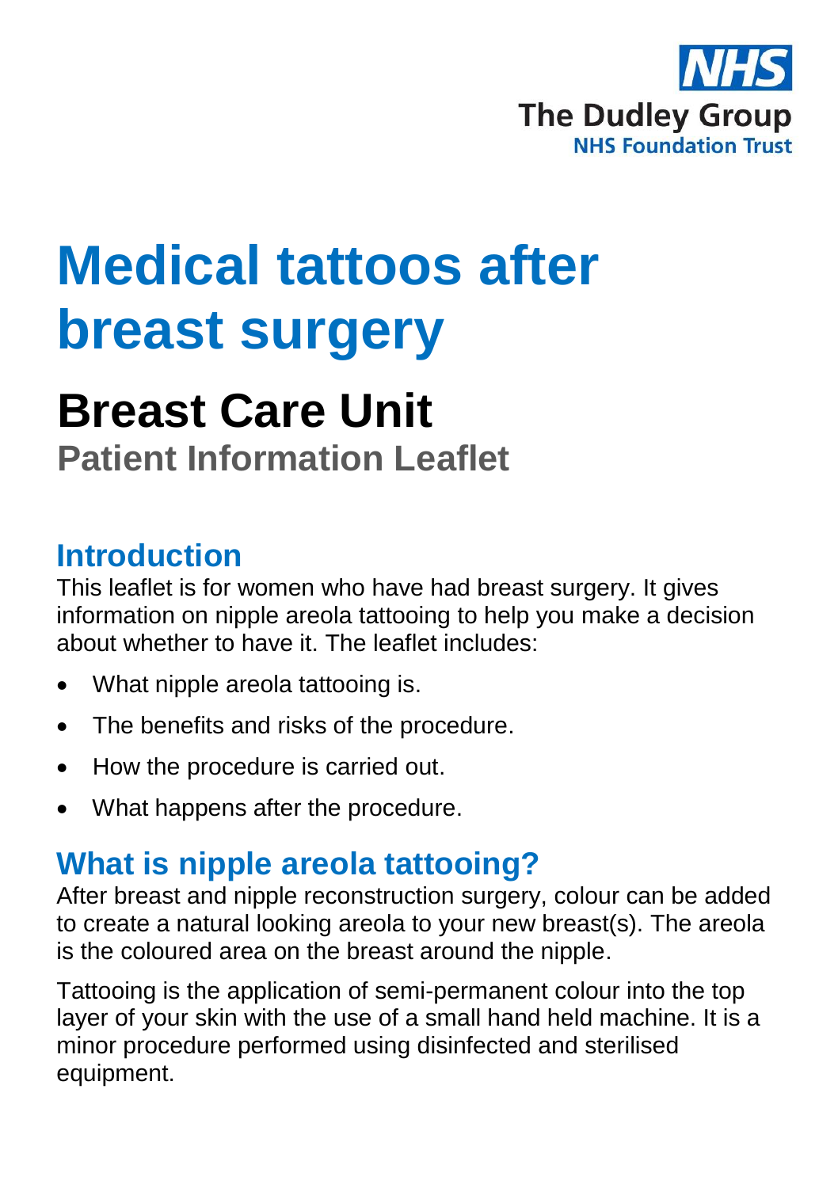NHS

The Dudley Group
NHS Foundation Trust

# Medical tattoos after breast surgery

## Breast Care Unit

### Patient Information Leaflet

## Introduction

This leaflet is for women who have had breast surgery. It gives information on nipple areola tattooing to help you make a decision about whether to have it. The leaflet includes:

- What nipple areola tattooing is.
- The benefits and risks of the procedure.
- How the procedure is carried out.
- What happens after the procedure.

## What is nipple areola tattooing?

After breast and nipple reconstruction surgery, colour can be added to create a natural looking areola to your new breast(s). The areola is the coloured area on the breast around the nipple.

Tattooing is the application of semi-permanent colour into the top layer of your skin with the use of a small hand held machine. It is a minor procedure performed using disinfected and sterilised equipment.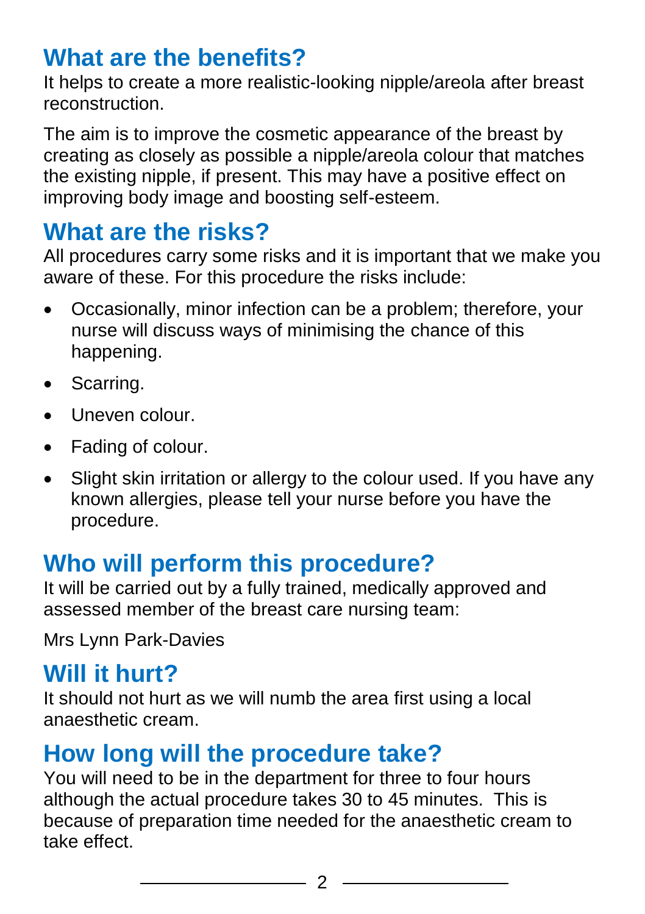## What are the benefits?

It helps to create a more realistic-looking nipple/areola after breast reconstruction.

The aim is to improve the cosmetic appearance of the breast by creating as closely as possible a nipple/areola colour that matches the existing nipple, if present. This may have a positive effect on improving body image and boosting self-esteem.

## What are the risks?

All procedures carry some risks and it is important that we make you aware of these. For this procedure the risks include:

- Occasionally, minor infection can be a problem; therefore, your nurse will discuss ways of minimising the chance of this happening.
- Scarring.
- Uneven colour.
- Fading of colour.
- Slight skin irritation or allergy to the colour used. If you have any known allergies, please tell your nurse before you have the procedure.

## Who will perform this procedure?

It will be carried out by a fully trained, medically approved and assessed member of the breast care nursing team:

Mrs Lynn Park-Davies

## Will it hurt?

It should not hurt as we will numb the area first using a local anaesthetic cream.

## How long will the procedure take?

You will need to be in the department for three to four hours although the actual procedure takes 30 to 45 minutes. This is because of preparation time needed for the anaesthetic cream to take effect.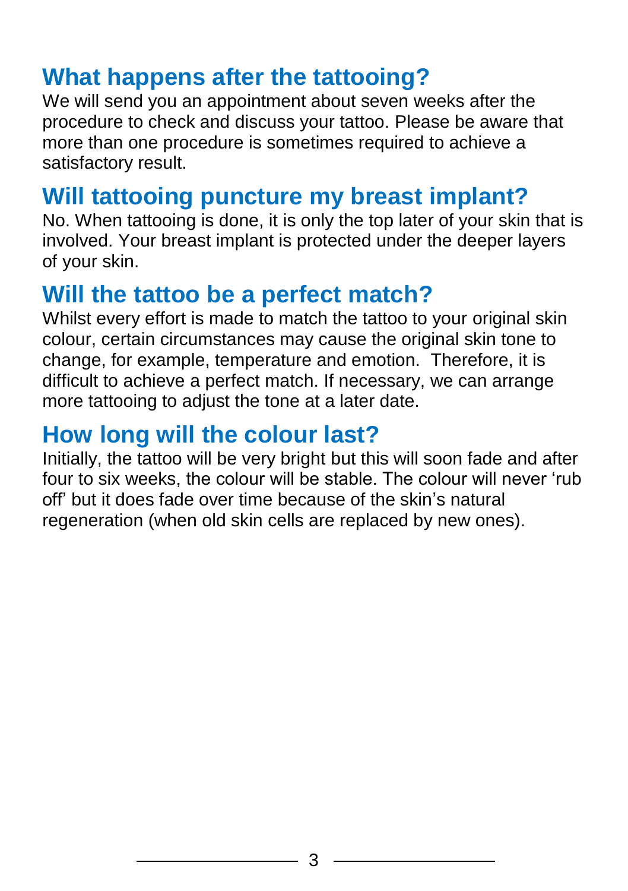## What happens after the tattooing?

We will send you an appointment about seven weeks after the procedure to check and discuss your tattoo. Please be aware that more than one procedure is sometimes required to achieve a satisfactory result.

## Will tattooing puncture my breast implant?

No. When tattooing is done, it is only the top later of your skin that is involved. Your breast implant is protected under the deeper layers of your skin.

## Will the tattoo be a perfect match?

Whilst every effort is made to match the tattoo to your original skin colour, certain circumstances may cause the original skin tone to change, for example, temperature and emotion. Therefore, it is difficult to achieve a perfect match. If necessary, we can arrange more tattooing to adjust the tone at a later date.

## How long will the colour last?

Initially, the tattoo will be very bright but this will soon fade and after four to six weeks, the colour will be stable. The colour will never 'rub off' but it does fade over time because of the skin's natural regeneration (when old skin cells are replaced by new ones).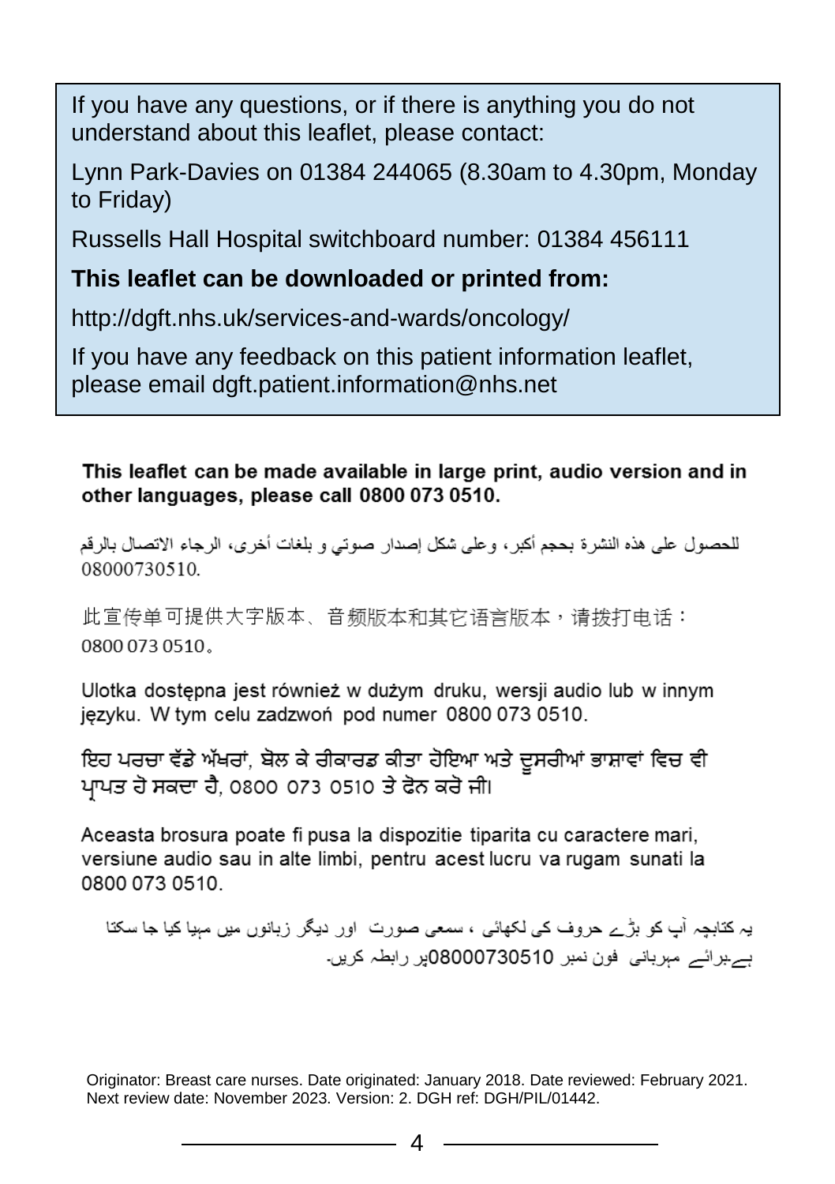If you have any questions, or if there is anything you do not understand about this leaflet, please contact:

Lynn Park-Davies on 01384 244065 (8.30am to 4.30pm, Monday to Friday)

Russells Hall Hospital switchboard number: 01384 456111

**This leaflet can be downloaded or printed from:**

http://dgft.nhs.uk/services-and-wards/oncology/

If you have any feedback on this patient information leaflet, please email dgft.patient.information@nhs.net

**This leaflet can be made available in large print, audio version and in other languages, please call 0800 073 0510.**

للحصول على هذه النشرة بحجم أكبر، وعلى شكل إصدار صوتي و بلغات أخرى، الرجاء الاتصال بالرقم 08000730510.

此宣传单可提供大字版本、音频版本和其它语言版本，请拨打电话：0800 073 0510。

Ulotka dostępna jest również w dużym druku, wersji audio lub w innym języku. W tym celu zadzwoń pod numer 0800 073 0510.

ਇਹ ਪਰਚਾ ਵੱਡੇ ਅੱਖਰਾਂ, ਬੋਲ ਕੇ ਰੀਕਾਰਡ ਕੀਤਾ ਹੋਇਆ ਅਤੇ ਦੂਸਰੀਆਂ ਭਾਸ਼ਾਵਾਂ ਵਿਚ ਵੀ ਪ੍ਰਾਪਤ ਹੋ ਸਕਦਾ ਹੈ, 0800 073 0510 ਤੇ ਫੋਨ ਕਰੋ ਜੀ।

Aceasta brosura poate fi pusa la dispozitie tiparita cu caractere mari, versiune audio sau in alte limbi, pentru acest lucru va rugam sunati la 0800 073 0510.

یہ کتابچہ آپ کو بڑے حروف کی لکھائی ، سمعی صورت اور دیگر زبانوں میں مہیا کیا جا سکتا ہے۔برائے مہربانی فون نمبر 08000730510پر رابطہ کریں۔

Originator: Breast care nurses. Date originated: January 2018. Date reviewed: February 2021. Next review date: November 2023. Version: 2. DGH ref: DGH/PIL/01442.